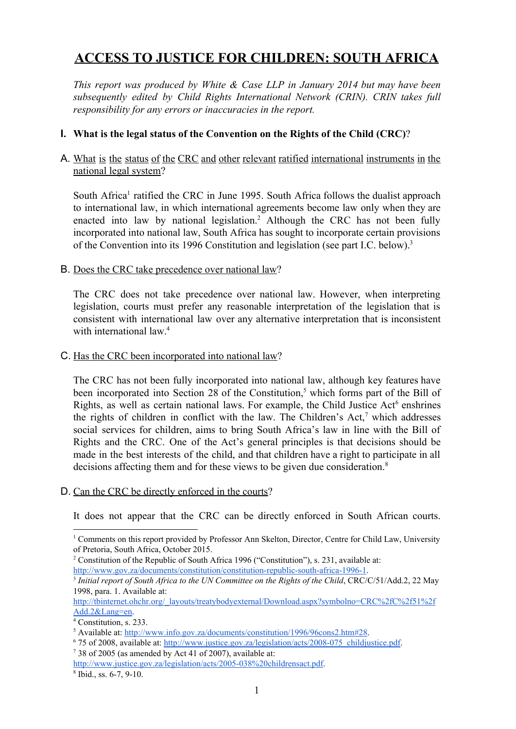# ACCESS TO JUSTICE FOR CHILDREN: SOUTH AFRICA

*This report was produced by White & Case LLP in January 2014 but may have been subsequently edited by Child Rights International Network (CRIN). CRIN takes full responsibility for any errors or inaccuracies in the report.*

## I. What is the legal status of the Convention on the Rights of the Child (CRC)?

### A. What is the status of the CRC and other relevant ratified international instruments in the national legal system?

South Africa[1] ratified the CRC in June 1995. South Africa follows the dualist approach to international law, in which international agreements become law only when they are enacted into law by national legislation.[2] Although the CRC has not been fully incorporated into national law, South Africa has sought to incorporate certain provisions of the Convention into its 1996 Constitution and legislation (see part I.C. below).[3]

### B. Does the CRC take precedence over national law?

The CRC does not take precedence over national law. However, when interpreting legislation, courts must prefer any reasonable interpretation of the legislation that is consistent with international law over any alternative interpretation that is inconsistent with international law.[4]

### C. Has the CRC been incorporated into national law?

The CRC has not been fully incorporated into national law, although key features have been incorporated into Section 28 of the Constitution,[5] which forms part of the Bill of Rights, as well as certain national laws. For example, the Child Justice Act[6] enshrines the rights of children in conflict with the law. The Children's Act,[7] which addresses social services for children, aims to bring South Africa's law in line with the Bill of Rights and the CRC. One of the Act's general principles is that decisions should be made in the best interests of the child, and that children have a right to participate in all decisions affecting them and for these views to be given due consideration.[8]

### D. Can the CRC be directly enforced in the courts?

It does not appear that the CRC can be directly enforced in South African courts.

---

[1] Comments on this report provided by Professor Ann Skelton, Director, Centre for Child Law, University of Pretoria, South Africa, October 2015.

[2] Constitution of the Republic of South Africa 1996 ("Constitution"), s. 231, available at: http://www.gov.za/documents/constitution/constitution-republic-south-africa-1996-1.

[3] *Initial report of South Africa to the UN Committee on the Rights of the Child*, CRC/C/51/Add.2, 22 May 1998, para. 1. Available at: http://tbinternet.ohchr.org/_layouts/treatybodyexternal/Download.aspx?symbolno=CRC%2fC%2f51%2fAdd.2&Lang=en.

[4] Constitution, s. 233.

[5] Available at: http://www.info.gov.za/documents/constitution/1996/96cons2.htm#28.

[6] 75 of 2008, available at: http://www.justice.gov.za/legislation/acts/2008-075_childjustice.pdf.

[7] 38 of 2005 (as amended by Act 41 of 2007), available at: http://www.justice.gov.za/legislation/acts/2005-038%20childrensact.pdf.

[8] Ibid., ss. 6-7, 9-10.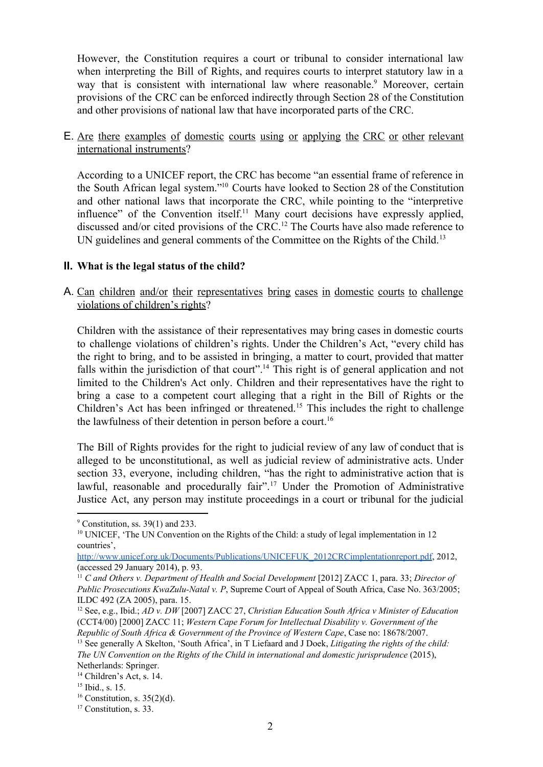However, the Constitution requires a court or tribunal to consider international law when interpreting the Bill of Rights, and requires courts to interpret statutory law in a way that is consistent with international law where reasonable.[9] Moreover, certain provisions of the CRC can be enforced indirectly through Section 28 of the Constitution and other provisions of national law that have incorporated parts of the CRC.

E. Are there examples of domestic courts using or applying the CRC or other relevant international instruments?

According to a UNICEF report, the CRC has become "an essential frame of reference in the South African legal system."[10] Courts have looked to Section 28 of the Constitution and other national laws that incorporate the CRC, while pointing to the "interpretive influence" of the Convention itself.[11] Many court decisions have expressly applied, discussed and/or cited provisions of the CRC.[12] The Courts have also made reference to UN guidelines and general comments of the Committee on the Rights of the Child.[13]

## II. What is the legal status of the child?

A. Can children and/or their representatives bring cases in domestic courts to challenge violations of children's rights?

Children with the assistance of their representatives may bring cases in domestic courts to challenge violations of children's rights. Under the Children's Act, "every child has the right to bring, and to be assisted in bringing, a matter to court, provided that matter falls within the jurisdiction of that court".[14] This right is of general application and not limited to the Children's Act only. Children and their representatives have the right to bring a case to a competent court alleging that a right in the Bill of Rights or the Children's Act has been infringed or threatened.[15] This includes the right to challenge the lawfulness of their detention in person before a court.[16]

The Bill of Rights provides for the right to judicial review of any law of conduct that is alleged to be unconstitutional, as well as judicial review of administrative acts. Under section 33, everyone, including children, "has the right to administrative action that is lawful, reasonable and procedurally fair".[17] Under the Promotion of Administrative Justice Act, any person may institute proceedings in a court or tribunal for the judicial

---

[9] Constitution, ss. 39(1) and 233.

[10] UNICEF, 'The UN Convention on the Rights of the Child: a study of legal implementation in 12 countries', http://www.unicef.org.uk/Documents/Publications/UNICEFUK_2012CRCimplementationreport.pdf, 2012, (accessed 29 January 2014), p. 93.

[11] *C and Others v. Department of Health and Social Development* [2012] ZACC 1, para. 33; *Director of Public Prosecutions KwaZulu-Natal v. P*, Supreme Court of Appeal of South Africa, Case No. 363/2005; ILDC 492 (ZA 2005), para. 15.

[12] See, e.g., Ibid.; *AD v. DW* [2007] ZACC 27, *Christian Education South Africa v Minister of Education* (CCT4/00) [2000] ZACC 11; *Western Cape Forum for Intellectual Disability v. Government of the Republic of South Africa & Government of the Province of Western Cape*, Case no: 18678/2007.

[13] See generally A Skelton, 'South Africa', in T Liefaard and J Doek, *Litigating the rights of the child: The UN Convention on the Rights of the Child in international and domestic jurisprudence* (2015), Netherlands: Springer.

[14] Children's Act, s. 14.

[15] Ibid., s. 15.

[16] Constitution, s. 35(2)(d).

[17] Constitution, s. 33.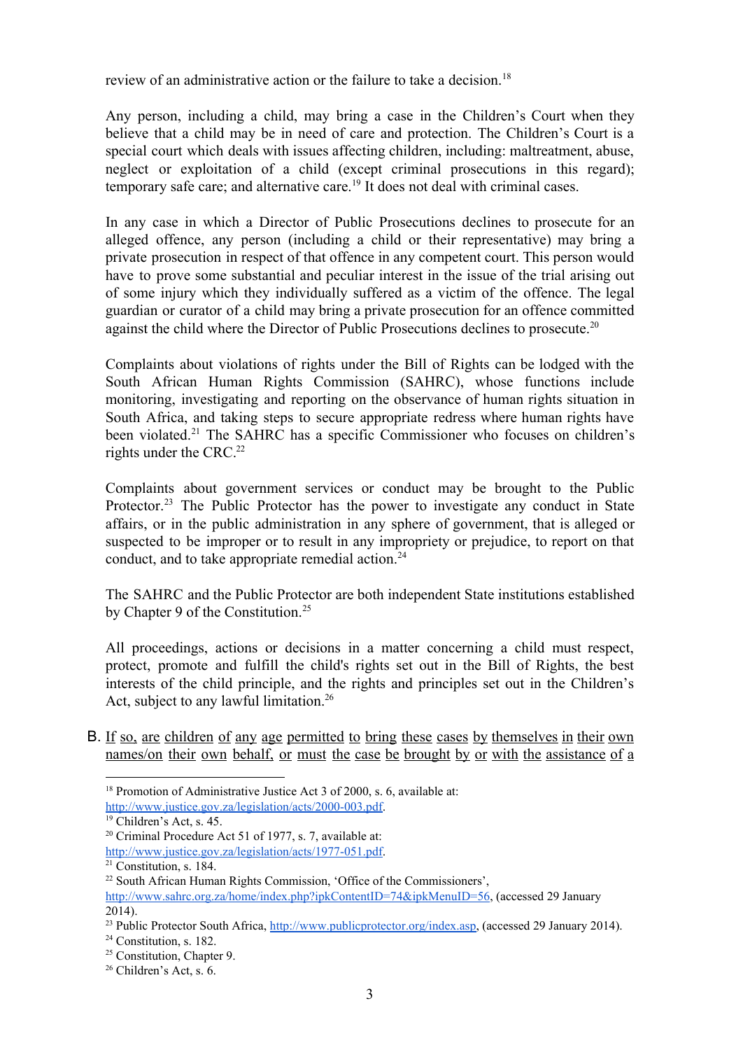review of an administrative action or the failure to take a decision.[18]

Any person, including a child, may bring a case in the Children's Court when they believe that a child may be in need of care and protection. The Children's Court is a special court which deals with issues affecting children, including: maltreatment, abuse, neglect or exploitation of a child (except criminal prosecutions in this regard); temporary safe care; and alternative care.[19] It does not deal with criminal cases.

In any case in which a Director of Public Prosecutions declines to prosecute for an alleged offence, any person (including a child or their representative) may bring a private prosecution in respect of that offence in any competent court. This person would have to prove some substantial and peculiar interest in the issue of the trial arising out of some injury which they individually suffered as a victim of the offence. The legal guardian or curator of a child may bring a private prosecution for an offence committed against the child where the Director of Public Prosecutions declines to prosecute.[20]

Complaints about violations of rights under the Bill of Rights can be lodged with the South African Human Rights Commission (SAHRC), whose functions include monitoring, investigating and reporting on the observance of human rights situation in South Africa, and taking steps to secure appropriate redress where human rights have been violated.[21] The SAHRC has a specific Commissioner who focuses on children's rights under the CRC.[22]

Complaints about government services or conduct may be brought to the Public Protector.[23] The Public Protector has the power to investigate any conduct in State affairs, or in the public administration in any sphere of government, that is alleged or suspected to be improper or to result in any impropriety or prejudice, to report on that conduct, and to take appropriate remedial action.[24]

The SAHRC and the Public Protector are both independent State institutions established by Chapter 9 of the Constitution.[25]

All proceedings, actions or decisions in a matter concerning a child must respect, protect, promote and fulfill the child's rights set out in the Bill of Rights, the best interests of the child principle, and the rights and principles set out in the Children's Act, subject to any lawful limitation.[26]

B. <u>If so, are children of any age permitted to bring these cases by themselves in their own names/on their own behalf, or must the case be brought by or with the assistance of a</u>

---

[18] Promotion of Administrative Justice Act 3 of 2000, s. 6, available at: http://www.justice.gov.za/legislation/acts/2000-003.pdf.

[19] Children's Act, s. 45.

[20] Criminal Procedure Act 51 of 1977, s. 7, available at: http://www.justice.gov.za/legislation/acts/1977-051.pdf.

[21] Constitution, s. 184.

[22] South African Human Rights Commission, 'Office of the Commissioners', http://www.sahrc.org.za/home/index.php?ipkContentID=74&ipkMenuID=56, (accessed 29 January 2014).

[23] Public Protector South Africa, http://www.publicprotector.org/index.asp, (accessed 29 January 2014).

[24] Constitution, s. 182.

[25] Constitution, Chapter 9.

[26] Children's Act, s. 6.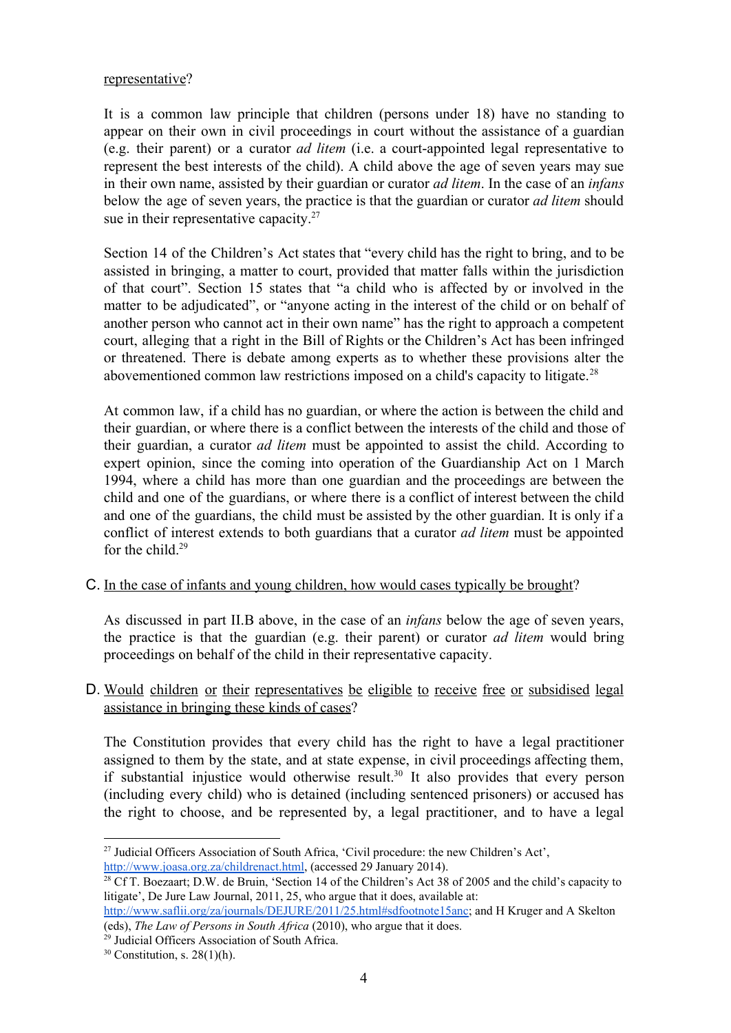representative?

It is a common law principle that children (persons under 18) have no standing to appear on their own in civil proceedings in court without the assistance of a guardian (e.g. their parent) or a curator *ad litem* (i.e. a court-appointed legal representative to represent the best interests of the child). A child above the age of seven years may sue in their own name, assisted by their guardian or curator *ad litem*. In the case of an *infans* below the age of seven years, the practice is that the guardian or curator *ad litem* should sue in their representative capacity.[27]

Section 14 of the Children's Act states that "every child has the right to bring, and to be assisted in bringing, a matter to court, provided that matter falls within the jurisdiction of that court". Section 15 states that "a child who is affected by or involved in the matter to be adjudicated", or "anyone acting in the interest of the child or on behalf of another person who cannot act in their own name" has the right to approach a competent court, alleging that a right in the Bill of Rights or the Children's Act has been infringed or threatened. There is debate among experts as to whether these provisions alter the abovementioned common law restrictions imposed on a child's capacity to litigate.[28]

At common law, if a child has no guardian, or where the action is between the child and their guardian, or where there is a conflict between the interests of the child and those of their guardian, a curator *ad litem* must be appointed to assist the child. According to expert opinion, since the coming into operation of the Guardianship Act on 1 March 1994, where a child has more than one guardian and the proceedings are between the child and one of the guardians, or where there is a conflict of interest between the child and one of the guardians, the child must be assisted by the other guardian. It is only if a conflict of interest extends to both guardians that a curator *ad litem* must be appointed for the child.[29]

C. In the case of infants and young children, how would cases typically be brought?

As discussed in part II.B above, in the case of an *infans* below the age of seven years, the practice is that the guardian (e.g. their parent) or curator *ad litem* would bring proceedings on behalf of the child in their representative capacity.

D. Would children or their representatives be eligible to receive free or subsidised legal assistance in bringing these kinds of cases?

The Constitution provides that every child has the right to have a legal practitioner assigned to them by the state, and at state expense, in civil proceedings affecting them, if substantial injustice would otherwise result.[30] It also provides that every person (including every child) who is detained (including sentenced prisoners) or accused has the right to choose, and be represented by, a legal practitioner, and to have a legal

---

[27] Judicial Officers Association of South Africa, 'Civil procedure: the new Children's Act', http://www.joasa.org.za/childrenact.html, (accessed 29 January 2014).

[28] Cf T. Boezaart; D.W. de Bruin, 'Section 14 of the Children's Act 38 of 2005 and the child's capacity to litigate', De Jure Law Journal, 2011, 25, who argue that it does, available at: http://www.saflii.org/za/journals/DEJURE/2011/25.html#sdfootnote15anc; and H Kruger and A Skelton (eds), *The Law of Persons in South Africa* (2010), who argue that it does.

[29] Judicial Officers Association of South Africa.

[30] Constitution, s. 28(1)(h).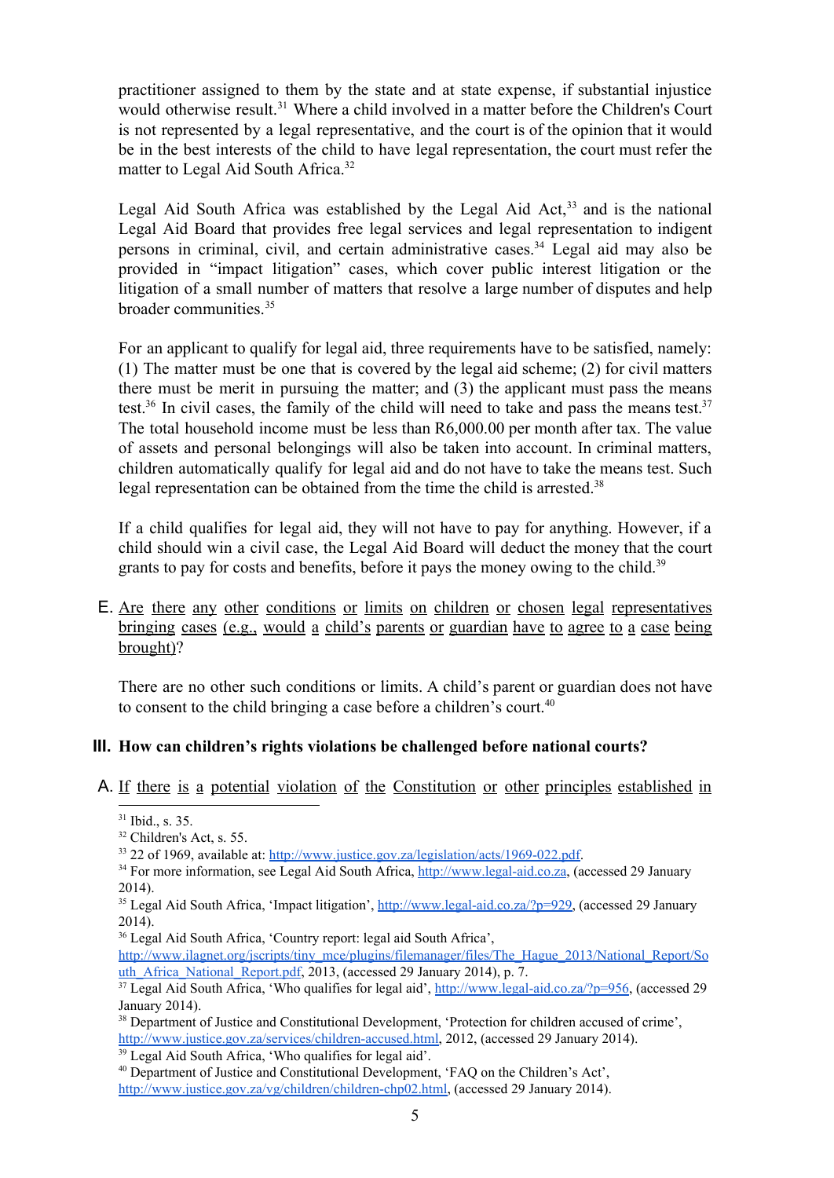practitioner assigned to them by the state and at state expense, if substantial injustice would otherwise result.[31] Where a child involved in a matter before the Children's Court is not represented by a legal representative, and the court is of the opinion that it would be in the best interests of the child to have legal representation, the court must refer the matter to Legal Aid South Africa.[32]

Legal Aid South Africa was established by the Legal Aid Act,[33] and is the national Legal Aid Board that provides free legal services and legal representation to indigent persons in criminal, civil, and certain administrative cases.[34] Legal aid may also be provided in "impact litigation" cases, which cover public interest litigation or the litigation of a small number of matters that resolve a large number of disputes and help broader communities.[35]

For an applicant to qualify for legal aid, three requirements have to be satisfied, namely: (1) The matter must be one that is covered by the legal aid scheme; (2) for civil matters there must be merit in pursuing the matter; and (3) the applicant must pass the means test.[36] In civil cases, the family of the child will need to take and pass the means test.[37] The total household income must be less than R6,000.00 per month after tax. The value of assets and personal belongings will also be taken into account. In criminal matters, children automatically qualify for legal aid and do not have to take the means test. Such legal representation can be obtained from the time the child is arrested.[38]

If a child qualifies for legal aid, they will not have to pay for anything. However, if a child should win a civil case, the Legal Aid Board will deduct the money that the court grants to pay for costs and benefits, before it pays the money owing to the child.[39]

E. Are there any other conditions or limits on children or chosen legal representatives bringing cases (e.g., would a child's parents or guardian have to agree to a case being brought)?

There are no other such conditions or limits. A child's parent or guardian does not have to consent to the child bringing a case before a children's court.[40]

## III. How can children's rights violations be challenged before national courts?

A. If there is a potential violation of the Constitution or other principles established in

---

[31] Ibid., s. 35.

[32] Children's Act, s. 55.

[33] 22 of 1969, available at: http://www.justice.gov.za/legislation/acts/1969-022.pdf.

[34] For more information, see Legal Aid South Africa, http://www.legal-aid.co.za, (accessed 29 January 2014).

[35] Legal Aid South Africa, 'Impact litigation', http://www.legal-aid.co.za/?p=929, (accessed 29 January 2014).

[36] Legal Aid South Africa, 'Country report: legal aid South Africa', http://www.ilagnet.org/jscripts/tiny_mce/plugins/filemanager/files/The_Hague_2013/National_Report/South_Africa_National_Report.pdf, 2013, (accessed 29 January 2014), p. 7.

[37] Legal Aid South Africa, 'Who qualifies for legal aid', http://www.legal-aid.co.za/?p=956, (accessed 29 January 2014).

[38] Department of Justice and Constitutional Development, 'Protection for children accused of crime', http://www.justice.gov.za/services/children-accused.html, 2012, (accessed 29 January 2014).

[39] Legal Aid South Africa, 'Who qualifies for legal aid'.

[40] Department of Justice and Constitutional Development, 'FAQ on the Children's Act', http://www.justice.gov.za/vg/children/children-chp02.html, (accessed 29 January 2014).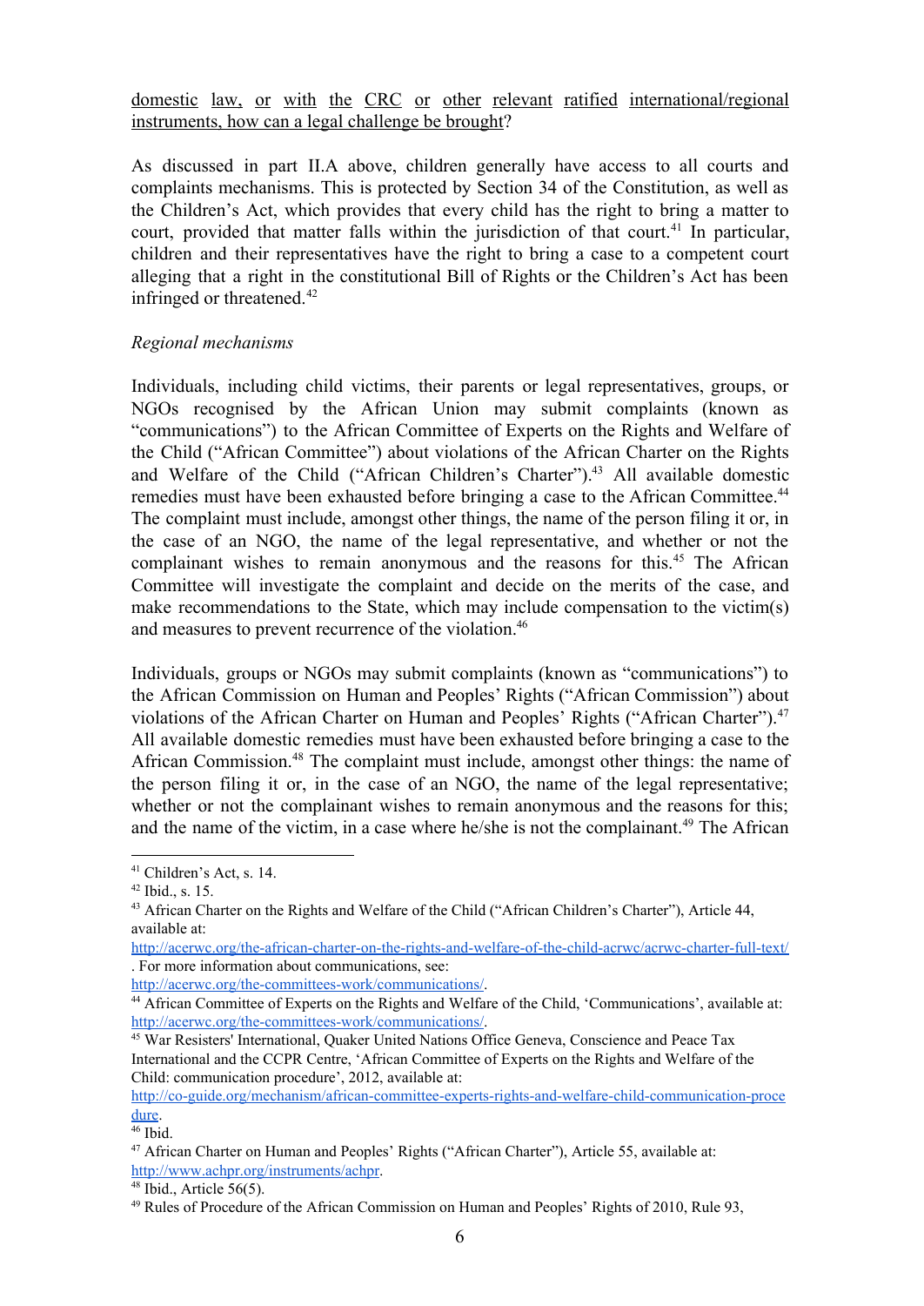domestic law, or with the CRC or other relevant ratified international/regional instruments, how can a legal challenge be brought?

As discussed in part II.A above, children generally have access to all courts and complaints mechanisms. This is protected by Section 34 of the Constitution, as well as the Children's Act, which provides that every child has the right to bring a matter to court, provided that matter falls within the jurisdiction of that court.[41] In particular, children and their representatives have the right to bring a case to a competent court alleging that a right in the constitutional Bill of Rights or the Children's Act has been infringed or threatened.[42]

*Regional mechanisms*

Individuals, including child victims, their parents or legal representatives, groups, or NGOs recognised by the African Union may submit complaints (known as "communications") to the African Committee of Experts on the Rights and Welfare of the Child ("African Committee") about violations of the African Charter on the Rights and Welfare of the Child ("African Children's Charter").[43] All available domestic remedies must have been exhausted before bringing a case to the African Committee.[44] The complaint must include, amongst other things, the name of the person filing it or, in the case of an NGO, the name of the legal representative, and whether or not the complainant wishes to remain anonymous and the reasons for this.[45] The African Committee will investigate the complaint and decide on the merits of the case, and make recommendations to the State, which may include compensation to the victim(s) and measures to prevent recurrence of the violation.[46]

Individuals, groups or NGOs may submit complaints (known as "communications") to the African Commission on Human and Peoples' Rights ("African Commission") about violations of the African Charter on Human and Peoples' Rights ("African Charter").[47] All available domestic remedies must have been exhausted before bringing a case to the African Commission.[48] The complaint must include, amongst other things: the name of the person filing it or, in the case of an NGO, the name of the legal representative; whether or not the complainant wishes to remain anonymous and the reasons for this; and the name of the victim, in a case where he/she is not the complainant.[49] The African

---

[41] Children's Act, s. 14.

[42] Ibid., s. 15.

[43] African Charter on the Rights and Welfare of the Child ("African Children's Charter"), Article 44, available at: http://acerwc.org/the-african-charter-on-the-rights-and-welfare-of-the-child-acrwc/acrwc-charter-full-text/ . For more information about communications, see: http://acerwc.org/the-committees-work/communications/.

[44] African Committee of Experts on the Rights and Welfare of the Child, 'Communications', available at: http://acerwc.org/the-committees-work/communications/.

[45] War Resisters' International, Quaker United Nations Office Geneva, Conscience and Peace Tax International and the CCPR Centre, 'African Committee of Experts on the Rights and Welfare of the Child: communication procedure', 2012, available at: http://co-guide.org/mechanism/african-committee-experts-rights-and-welfare-child-communication-procedure.

[46] Ibid.

[47] African Charter on Human and Peoples' Rights ("African Charter"), Article 55, available at: http://www.achpr.org/instruments/achpr.

[48] Ibid., Article 56(5).

[49] Rules of Procedure of the African Commission on Human and Peoples' Rights of 2010, Rule 93,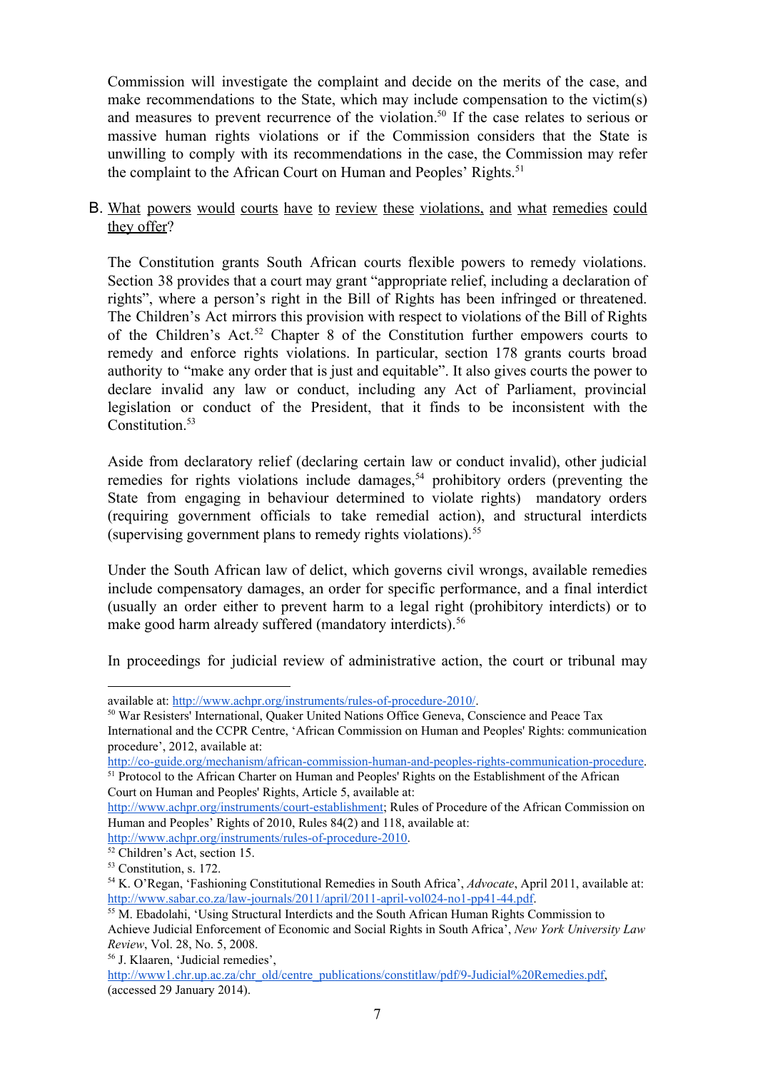Commission will investigate the complaint and decide on the merits of the case, and make recommendations to the State, which may include compensation to the victim(s) and measures to prevent recurrence of the violation.[50] If the case relates to serious or massive human rights violations or if the Commission considers that the State is unwilling to comply with its recommendations in the case, the Commission may refer the complaint to the African Court on Human and Peoples' Rights.[51]

B. <u>What powers would courts have to review these violations, and what remedies could they offer</u>?

The Constitution grants South African courts flexible powers to remedy violations. Section 38 provides that a court may grant "appropriate relief, including a declaration of rights", where a person's right in the Bill of Rights has been infringed or threatened. The Children's Act mirrors this provision with respect to violations of the Bill of Rights of the Children's Act.[52] Chapter 8 of the Constitution further empowers courts to remedy and enforce rights violations. In particular, section 178 grants courts broad authority to "make any order that is just and equitable". It also gives courts the power to declare invalid any law or conduct, including any Act of Parliament, provincial legislation or conduct of the President, that it finds to be inconsistent with the Constitution.[53]

Aside from declaratory relief (declaring certain law or conduct invalid), other judicial remedies for rights violations include damages,[54] prohibitory orders (preventing the State from engaging in behaviour determined to violate rights) mandatory orders (requiring government officials to take remedial action), and structural interdicts (supervising government plans to remedy rights violations).[55]

Under the South African law of delict, which governs civil wrongs, available remedies include compensatory damages, an order for specific performance, and a final interdict (usually an order either to prevent harm to a legal right (prohibitory interdicts) or to make good harm already suffered (mandatory interdicts).[56]

In proceedings for judicial review of administrative action, the court or tribunal may

---

available at: http://www.achpr.org/instruments/rules-of-procedure-2010/.

[50] War Resisters' International, Quaker United Nations Office Geneva, Conscience and Peace Tax International and the CCPR Centre, 'African Commission on Human and Peoples' Rights: communication procedure', 2012, available at: http://co-guide.org/mechanism/african-commission-human-and-peoples-rights-communication-procedure.

[51] Protocol to the African Charter on Human and Peoples' Rights on the Establishment of the African Court on Human and Peoples' Rights, Article 5, available at: http://www.achpr.org/instruments/court-establishment; Rules of Procedure of the African Commission on Human and Peoples' Rights of 2010, Rules 84(2) and 118, available at: http://www.achpr.org/instruments/rules-of-procedure-2010.

[52] Children's Act, section 15.

[53] Constitution, s. 172.

[54] K. O'Regan, 'Fashioning Constitutional Remedies in South Africa', *Advocate*, April 2011, available at: http://www.sabar.co.za/law-journals/2011/april/2011-april-vol024-no1-pp41-44.pdf.

[55] M. Ebadolahi, 'Using Structural Interdicts and the South African Human Rights Commission to Achieve Judicial Enforcement of Economic and Social Rights in South Africa', *New York University Law Review*, Vol. 28, No. 5, 2008.

[56] J. Klaaren, 'Judicial remedies', http://www1.chr.up.ac.za/chr_old/centre_publications/constitlaw/pdf/9-Judicial%20Remedies.pdf, (accessed 29 January 2014).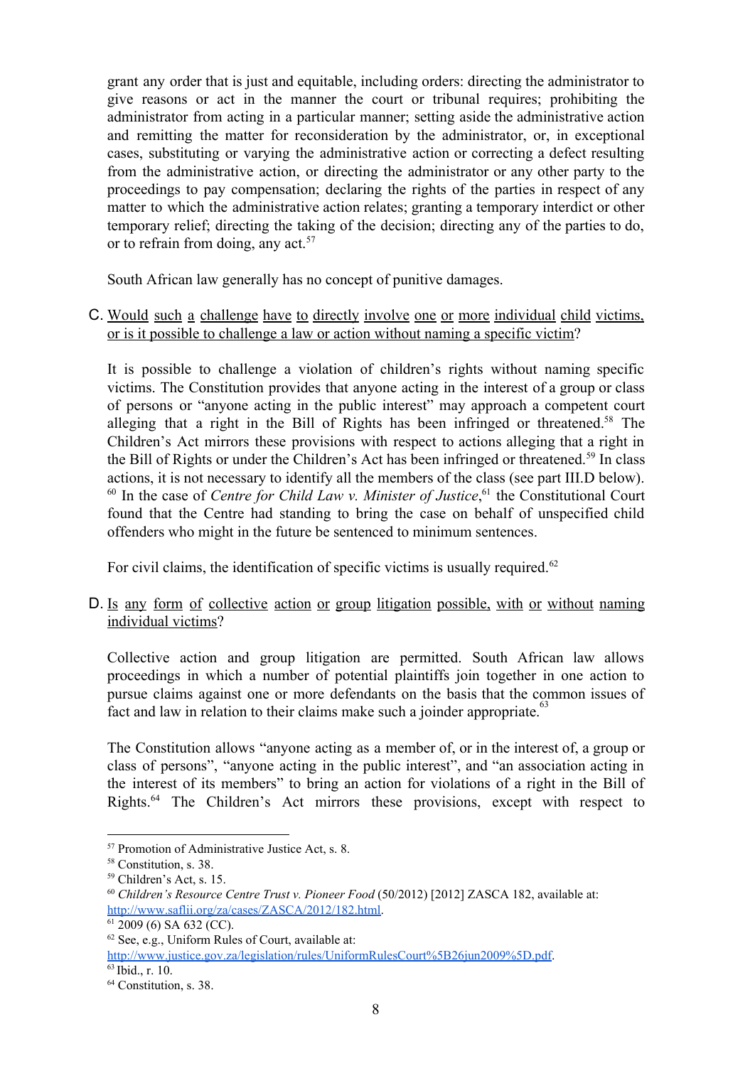grant any order that is just and equitable, including orders: directing the administrator to give reasons or act in the manner the court or tribunal requires; prohibiting the administrator from acting in a particular manner; setting aside the administrative action and remitting the matter for reconsideration by the administrator, or, in exceptional cases, substituting or varying the administrative action or correcting a defect resulting from the administrative action, or directing the administrator or any other party to the proceedings to pay compensation; declaring the rights of the parties in respect of any matter to which the administrative action relates; granting a temporary interdict or other temporary relief; directing the taking of the decision; directing any of the parties to do, or to refrain from doing, any act.[57]

South African law generally has no concept of punitive damages.

C. Would such a challenge have to directly involve one or more individual child victims, or is it possible to challenge a law or action without naming a specific victim?

It is possible to challenge a violation of children's rights without naming specific victims. The Constitution provides that anyone acting in the interest of a group or class of persons or "anyone acting in the public interest" may approach a competent court alleging that a right in the Bill of Rights has been infringed or threatened.[58] The Children's Act mirrors these provisions with respect to actions alleging that a right in the Bill of Rights or under the Children's Act has been infringed or threatened.[59] In class actions, it is not necessary to identify all the members of the class (see part III.D below).[60] In the case of *Centre for Child Law v. Minister of Justice*,[61] the Constitutional Court found that the Centre had standing to bring the case on behalf of unspecified child offenders who might in the future be sentenced to minimum sentences.

For civil claims, the identification of specific victims is usually required.[62]

D. Is any form of collective action or group litigation possible, with or without naming individual victims?

Collective action and group litigation are permitted. South African law allows proceedings in which a number of potential plaintiffs join together in one action to pursue claims against one or more defendants on the basis that the common issues of fact and law in relation to their claims make such a joinder appropriate.[63]

The Constitution allows "anyone acting as a member of, or in the interest of, a group or class of persons", "anyone acting in the public interest", and "an association acting in the interest of its members" to bring an action for violations of a right in the Bill of Rights.[64] The Children's Act mirrors these provisions, except with respect to

---

[57] Promotion of Administrative Justice Act, s. 8.

[58] Constitution, s. 38.

[59] Children's Act, s. 15.

[60] *Children's Resource Centre Trust v. Pioneer Food* (50/2012) [2012] ZASCA 182, available at: http://www.saflii.org/za/cases/ZASCA/2012/182.html.

[61] 2009 (6) SA 632 (CC).

[62] See, e.g., Uniform Rules of Court, available at: http://www.justice.gov.za/legislation/rules/UniformRulesCourt%5B26jun2009%5D.pdf.

[63] Ibid., r. 10.

[64] Constitution, s. 38.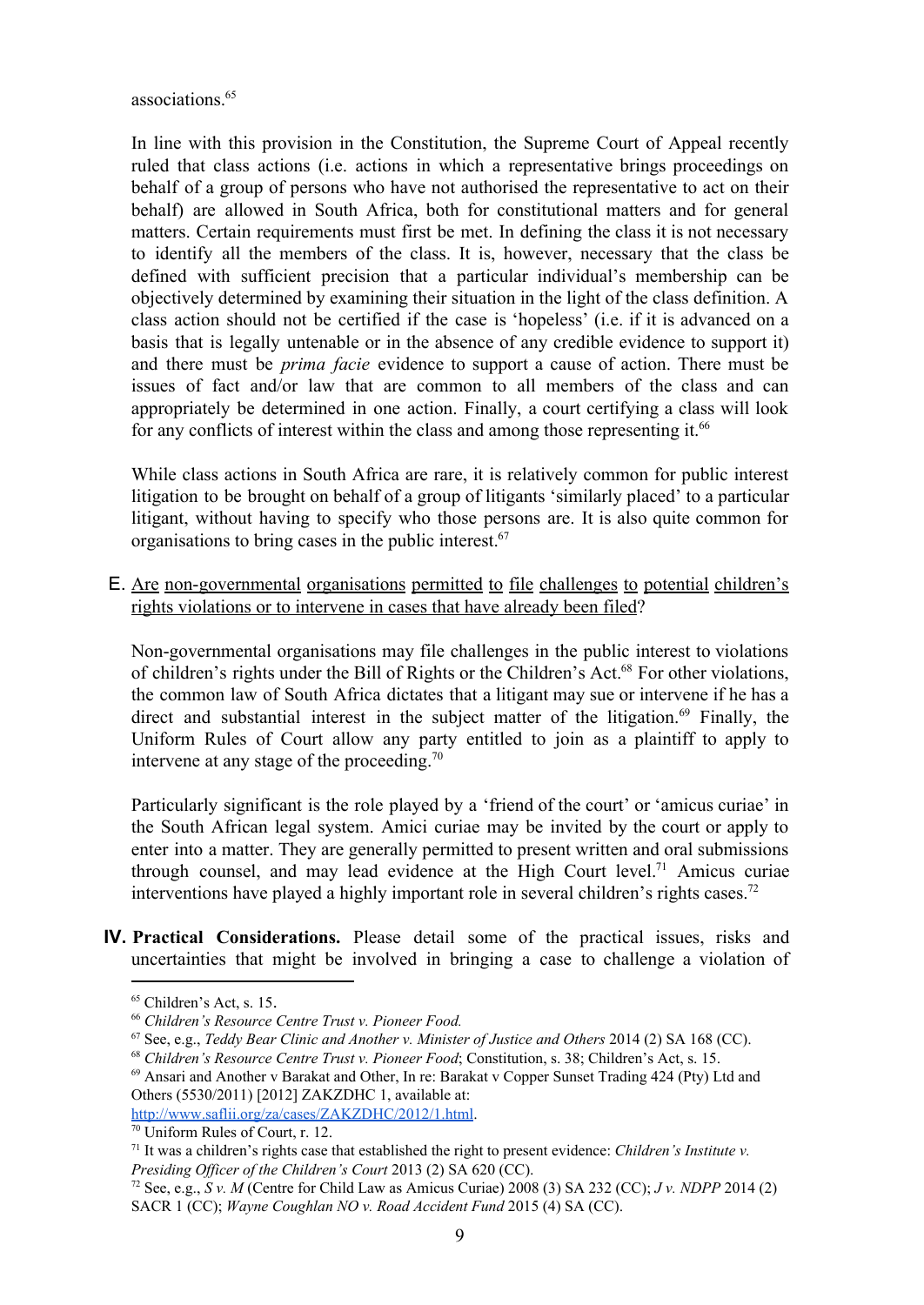associations.[65]

In line with this provision in the Constitution, the Supreme Court of Appeal recently ruled that class actions (i.e. actions in which a representative brings proceedings on behalf of a group of persons who have not authorised the representative to act on their behalf) are allowed in South Africa, both for constitutional matters and for general matters. Certain requirements must first be met. In defining the class it is not necessary to identify all the members of the class. It is, however, necessary that the class be defined with sufficient precision that a particular individual's membership can be objectively determined by examining their situation in the light of the class definition. A class action should not be certified if the case is 'hopeless' (i.e. if it is advanced on a basis that is legally untenable or in the absence of any credible evidence to support it) and there must be *prima facie* evidence to support a cause of action. There must be issues of fact and/or law that are common to all members of the class and can appropriately be determined in one action. Finally, a court certifying a class will look for any conflicts of interest within the class and among those representing it.[66]

While class actions in South Africa are rare, it is relatively common for public interest litigation to be brought on behalf of a group of litigants 'similarly placed' to a particular litigant, without having to specify who those persons are. It is also quite common for organisations to bring cases in the public interest.[67]

E. <u>Are non-governmental organisations permitted to file challenges to potential children's rights violations or to intervene in cases that have already been filed</u>?

Non-governmental organisations may file challenges in the public interest to violations of children's rights under the Bill of Rights or the Children's Act.[68] For other violations, the common law of South Africa dictates that a litigant may sue or intervene if he has a direct and substantial interest in the subject matter of the litigation.[69] Finally, the Uniform Rules of Court allow any party entitled to join as a plaintiff to apply to intervene at any stage of the proceeding.[70]

Particularly significant is the role played by a 'friend of the court' or 'amicus curiae' in the South African legal system. Amici curiae may be invited by the court or apply to enter into a matter. They are generally permitted to present written and oral submissions through counsel, and may lead evidence at the High Court level.[71] Amicus curiae interventions have played a highly important role in several children's rights cases.[72]

**IV. Practical Considerations.** Please detail some of the practical issues, risks and uncertainties that might be involved in bringing a case to challenge a violation of

---

[65] Children's Act, s. 15.

[66] *Children's Resource Centre Trust v. Pioneer Food.*

[67] See, e.g., *Teddy Bear Clinic and Another v. Minister of Justice and Others* 2014 (2) SA 168 (CC).

[68] *Children's Resource Centre Trust v. Pioneer Food*; Constitution, s. 38; Children's Act, s. 15.

[69] Ansari and Another v Barakat and Other, In re: Barakat v Copper Sunset Trading 424 (Pty) Ltd and Others (5530/2011) [2012] ZAKZDHC 1, available at: http://www.saflii.org/za/cases/ZAKZDHC/2012/1.html.

[70] Uniform Rules of Court, r. 12.

[71] It was a children's rights case that established the right to present evidence: *Children's Institute v. Presiding Officer of the Children's Court* 2013 (2) SA 620 (CC).

[72] See, e.g., *S v. M* (Centre for Child Law as Amicus Curiae) 2008 (3) SA 232 (CC); *J v. NDPP* 2014 (2) SACR 1 (CC); *Wayne Coughlan NO v. Road Accident Fund* 2015 (4) SA (CC).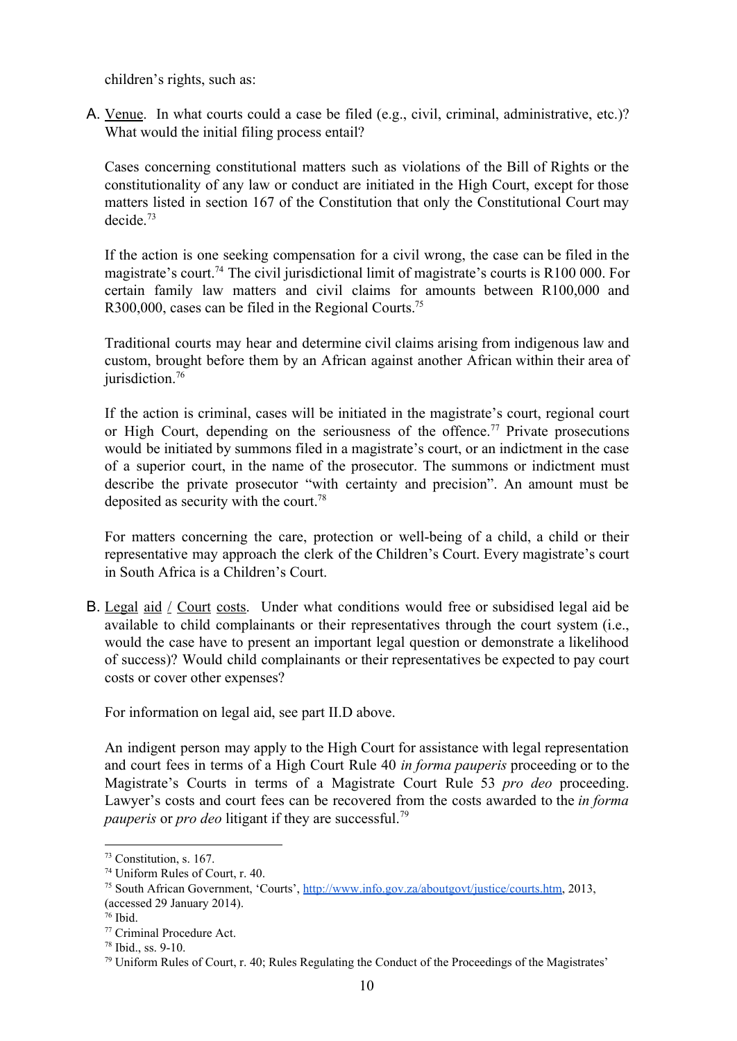children's rights, such as:

A. Venue. In what courts could a case be filed (e.g., civil, criminal, administrative, etc.)? What would the initial filing process entail?

   Cases concerning constitutional matters such as violations of the Bill of Rights or the constitutionality of any law or conduct are initiated in the High Court, except for those matters listed in section 167 of the Constitution that only the Constitutional Court may decide.[73]

   If the action is one seeking compensation for a civil wrong, the case can be filed in the magistrate's court.[74] The civil jurisdictional limit of magistrate's courts is R100 000. For certain family law matters and civil claims for amounts between R100,000 and R300,000, cases can be filed in the Regional Courts.[75]

   Traditional courts may hear and determine civil claims arising from indigenous law and custom, brought before them by an African against another African within their area of jurisdiction.[76]

   If the action is criminal, cases will be initiated in the magistrate's court, regional court or High Court, depending on the seriousness of the offence.[77] Private prosecutions would be initiated by summons filed in a magistrate's court, or an indictment in the case of a superior court, in the name of the prosecutor. The summons or indictment must describe the private prosecutor "with certainty and precision". An amount must be deposited as security with the court.[78]

   For matters concerning the care, protection or well-being of a child, a child or their representative may approach the clerk of the Children's Court. Every magistrate's court in South Africa is a Children's Court.

B. Legal aid / Court costs. Under what conditions would free or subsidised legal aid be available to child complainants or their representatives through the court system (i.e., would the case have to present an important legal question or demonstrate a likelihood of success)? Would child complainants or their representatives be expected to pay court costs or cover other expenses?

   For information on legal aid, see part II.D above.

   An indigent person may apply to the High Court for assistance with legal representation and court fees in terms of a High Court Rule 40 *in forma pauperis* proceeding or to the Magistrate's Courts in terms of a Magistrate Court Rule 53 *pro deo* proceeding. Lawyer's costs and court fees can be recovered from the costs awarded to the *in forma pauperis* or *pro deo* litigant if they are successful.[79]

---

[73] Constitution, s. 167.

[74] Uniform Rules of Court, r. 40.

[75] South African Government, 'Courts', http://www.info.gov.za/aboutgovt/justice/courts.htm, 2013, (accessed 29 January 2014).

[76] Ibid.

[77] Criminal Procedure Act.

[78] Ibid., ss. 9-10.

[79] Uniform Rules of Court, r. 40; Rules Regulating the Conduct of the Proceedings of the Magistrates'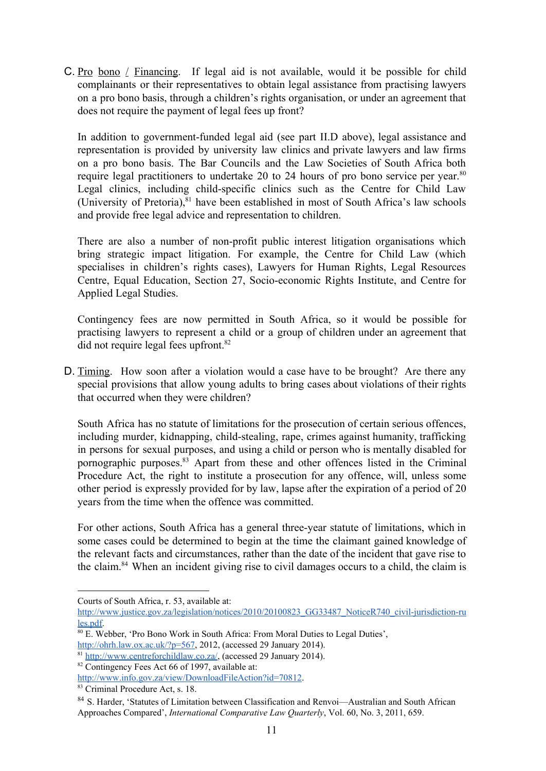C. Pro bono / Financing. If legal aid is not available, would it be possible for child complainants or their representatives to obtain legal assistance from practising lawyers on a pro bono basis, through a children's rights organisation, or under an agreement that does not require the payment of legal fees up front?

In addition to government-funded legal aid (see part II.D above), legal assistance and representation is provided by university law clinics and private lawyers and law firms on a pro bono basis. The Bar Councils and the Law Societies of South Africa both require legal practitioners to undertake 20 to 24 hours of pro bono service per year.[80] Legal clinics, including child-specific clinics such as the Centre for Child Law (University of Pretoria),[81] have been established in most of South Africa's law schools and provide free legal advice and representation to children.

There are also a number of non-profit public interest litigation organisations which bring strategic impact litigation. For example, the Centre for Child Law (which specialises in children's rights cases), Lawyers for Human Rights, Legal Resources Centre, Equal Education, Section 27, Socio-economic Rights Institute, and Centre for Applied Legal Studies.

Contingency fees are now permitted in South Africa, so it would be possible for practising lawyers to represent a child or a group of children under an agreement that did not require legal fees upfront.[82]

D. Timing. How soon after a violation would a case have to be brought? Are there any special provisions that allow young adults to bring cases about violations of their rights that occurred when they were children?

South Africa has no statute of limitations for the prosecution of certain serious offences, including murder, kidnapping, child-stealing, rape, crimes against humanity, trafficking in persons for sexual purposes, and using a child or person who is mentally disabled for pornographic purposes.[83] Apart from these and other offences listed in the Criminal Procedure Act, the right to institute a prosecution for any offence, will, unless some other period is expressly provided for by law, lapse after the expiration of a period of 20 years from the time when the offence was committed.

For other actions, South Africa has a general three-year statute of limitations, which in some cases could be determined to begin at the time the claimant gained knowledge of the relevant facts and circumstances, rather than the date of the incident that gave rise to the claim.[84] When an incident giving rise to civil damages occurs to a child, the claim is

---

Courts of South Africa, r. 53, available at: http://www.justice.gov.za/legislation/notices/2010/20100823_GG33487_NoticeR740_civil-jurisdiction-rules.pdf.

[80] E. Webber, 'Pro Bono Work in South Africa: From Moral Duties to Legal Duties', http://ohrh.law.ox.ac.uk/?p=567, 2012, (accessed 29 January 2014).

[81] http://www.centreforchildlaw.co.za/, (accessed 29 January 2014).

[82] Contingency Fees Act 66 of 1997, available at: http://www.info.gov.za/view/DownloadFileAction?id=70812.

[83] Criminal Procedure Act, s. 18.

[84] S. Harder, 'Statutes of Limitation between Classification and Renvoi—Australian and South African Approaches Compared', *International Comparative Law Quarterly*, Vol. 60, No. 3, 2011, 659.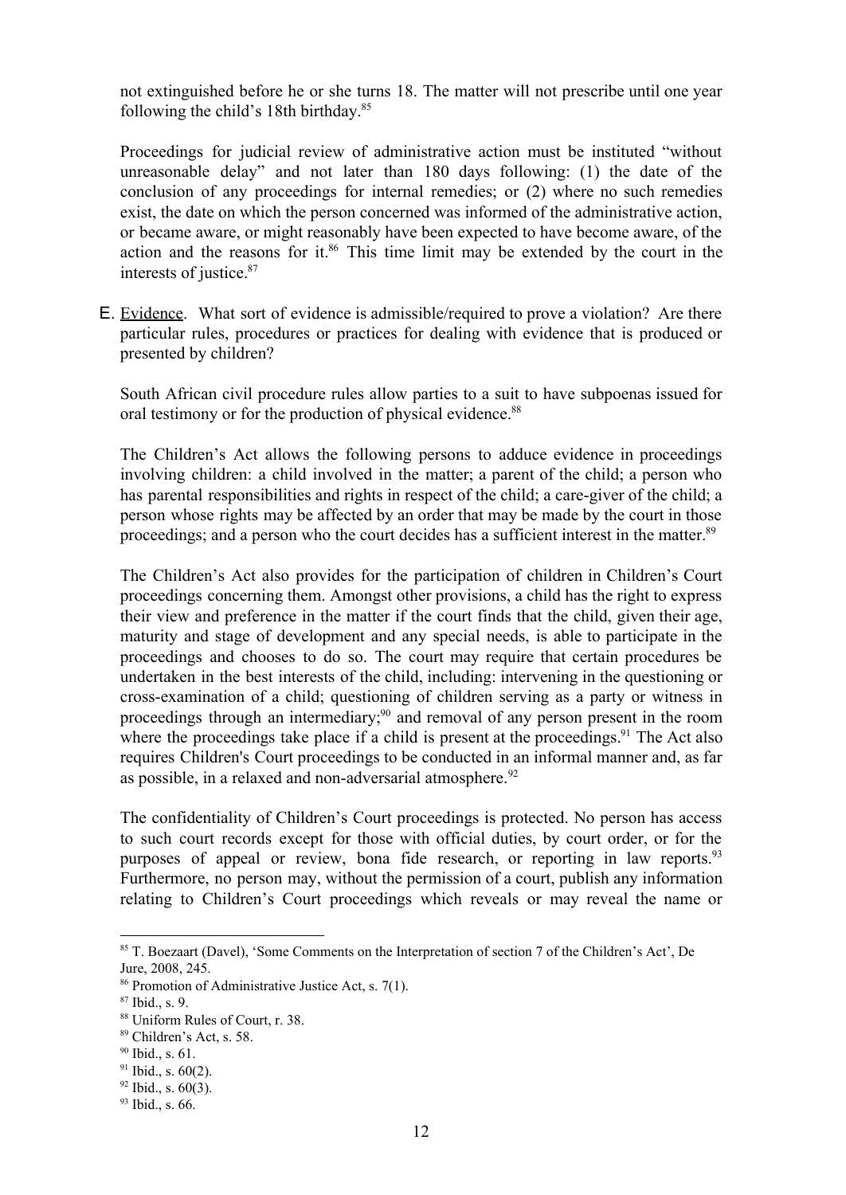not extinguished before he or she turns 18. The matter will not prescribe until one year following the child's 18th birthday.[85]

Proceedings for judicial review of administrative action must be instituted "without unreasonable delay" and not later than 180 days following: (1) the date of the conclusion of any proceedings for internal remedies; or (2) where no such remedies exist, the date on which the person concerned was informed of the administrative action, or became aware, or might reasonably have been expected to have become aware, of the action and the reasons for it.[86] This time limit may be extended by the court in the interests of justice.[87]

E. Evidence. What sort of evidence is admissible/required to prove a violation? Are there particular rules, procedures or practices for dealing with evidence that is produced or presented by children?

South African civil procedure rules allow parties to a suit to have subpoenas issued for oral testimony or for the production of physical evidence.[88]

The Children's Act allows the following persons to adduce evidence in proceedings involving children: a child involved in the matter; a parent of the child; a person who has parental responsibilities and rights in respect of the child; a care-giver of the child; a person whose rights may be affected by an order that may be made by the court in those proceedings; and a person who the court decides has a sufficient interest in the matter.[89]

The Children's Act also provides for the participation of children in Children's Court proceedings concerning them. Amongst other provisions, a child has the right to express their view and preference in the matter if the court finds that the child, given their age, maturity and stage of development and any special needs, is able to participate in the proceedings and chooses to do so. The court may require that certain procedures be undertaken in the best interests of the child, including: intervening in the questioning or cross-examination of a child; questioning of children serving as a party or witness in proceedings through an intermediary;[90] and removal of any person present in the room where the proceedings take place if a child is present at the proceedings.[91] The Act also requires Children's Court proceedings to be conducted in an informal manner and, as far as possible, in a relaxed and non-adversarial atmosphere.[92]

The confidentiality of Children's Court proceedings is protected. No person has access to such court records except for those with official duties, by court order, or for the purposes of appeal or review, bona fide research, or reporting in law reports.[93] Furthermore, no person may, without the permission of a court, publish any information relating to Children's Court proceedings which reveals or may reveal the name or

---

[85] T. Boezaart (Davel), 'Some Comments on the Interpretation of section 7 of the Children's Act', De Jure, 2008, 245.

[86] Promotion of Administrative Justice Act, s. 7(1).

[87] Ibid., s. 9.

[88] Uniform Rules of Court, r. 38.

[89] Children's Act, s. 58.

[90] Ibid., s. 61.

[91] Ibid., s. 60(2).

[92] Ibid., s. 60(3).

[93] Ibid., s. 66.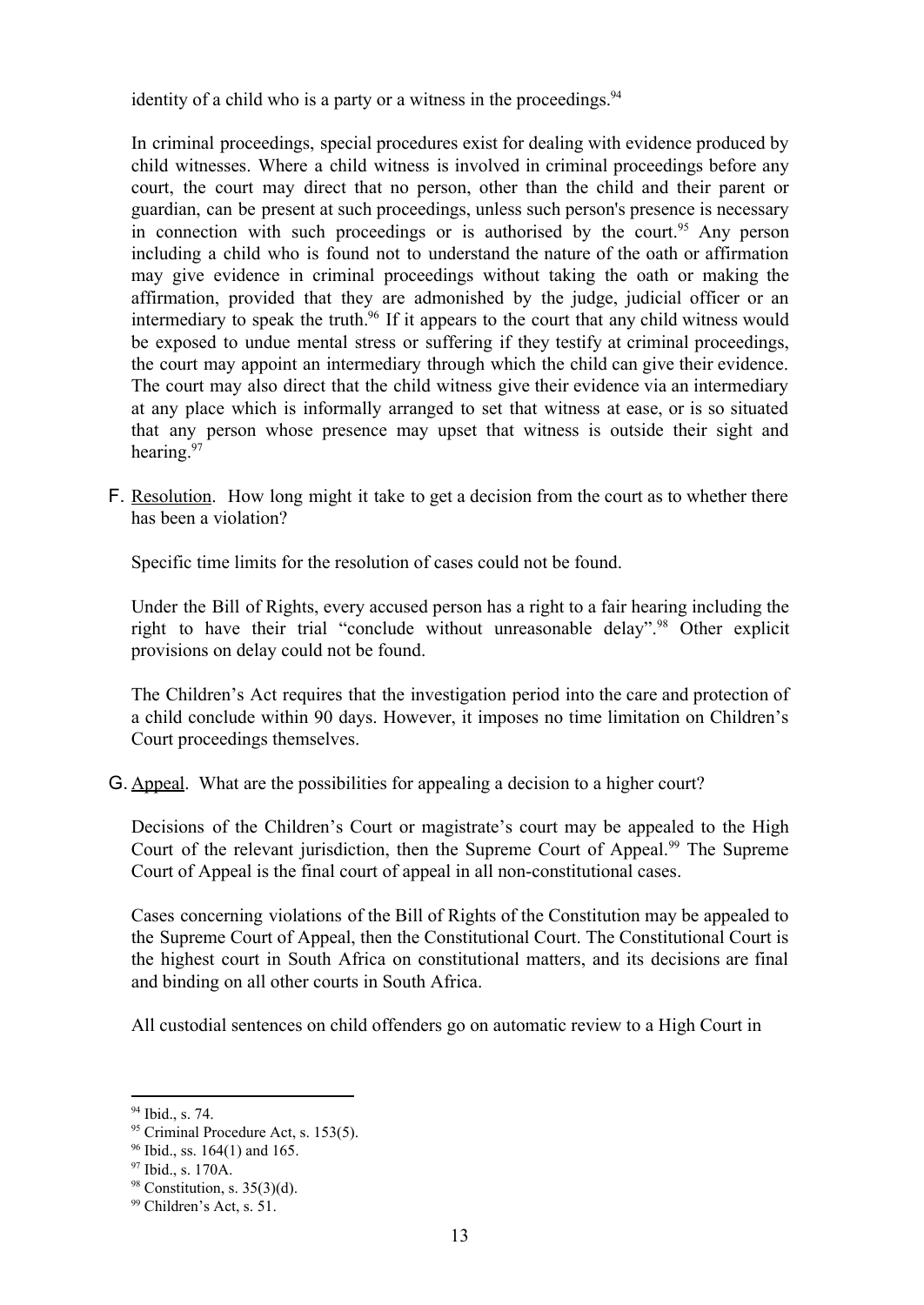identity of a child who is a party or a witness in the proceedings.[94]

In criminal proceedings, special procedures exist for dealing with evidence produced by child witnesses. Where a child witness is involved in criminal proceedings before any court, the court may direct that no person, other than the child and their parent or guardian, can be present at such proceedings, unless such person's presence is necessary in connection with such proceedings or is authorised by the court.[95] Any person including a child who is found not to understand the nature of the oath or affirmation may give evidence in criminal proceedings without taking the oath or making the affirmation, provided that they are admonished by the judge, judicial officer or an intermediary to speak the truth.[96] If it appears to the court that any child witness would be exposed to undue mental stress or suffering if they testify at criminal proceedings, the court may appoint an intermediary through which the child can give their evidence. The court may also direct that the child witness give their evidence via an intermediary at any place which is informally arranged to set that witness at ease, or is so situated that any person whose presence may upset that witness is outside their sight and hearing.[97]

F. Resolution. How long might it take to get a decision from the court as to whether there has been a violation?

Specific time limits for the resolution of cases could not be found.

Under the Bill of Rights, every accused person has a right to a fair hearing including the right to have their trial "conclude without unreasonable delay".[98] Other explicit provisions on delay could not be found.

The Children's Act requires that the investigation period into the care and protection of a child conclude within 90 days. However, it imposes no time limitation on Children's Court proceedings themselves.

G. Appeal. What are the possibilities for appealing a decision to a higher court?

Decisions of the Children's Court or magistrate's court may be appealed to the High Court of the relevant jurisdiction, then the Supreme Court of Appeal.[99] The Supreme Court of Appeal is the final court of appeal in all non-constitutional cases.

Cases concerning violations of the Bill of Rights of the Constitution may be appealed to the Supreme Court of Appeal, then the Constitutional Court. The Constitutional Court is the highest court in South Africa on constitutional matters, and its decisions are final and binding on all other courts in South Africa.

All custodial sentences on child offenders go on automatic review to a High Court in

---

[94] Ibid., s. 74.

[95] Criminal Procedure Act, s. 153(5).

[96] Ibid., ss. 164(1) and 165.

[97] Ibid., s. 170A.

[98] Constitution, s. 35(3)(d).

[99] Children's Act, s. 51.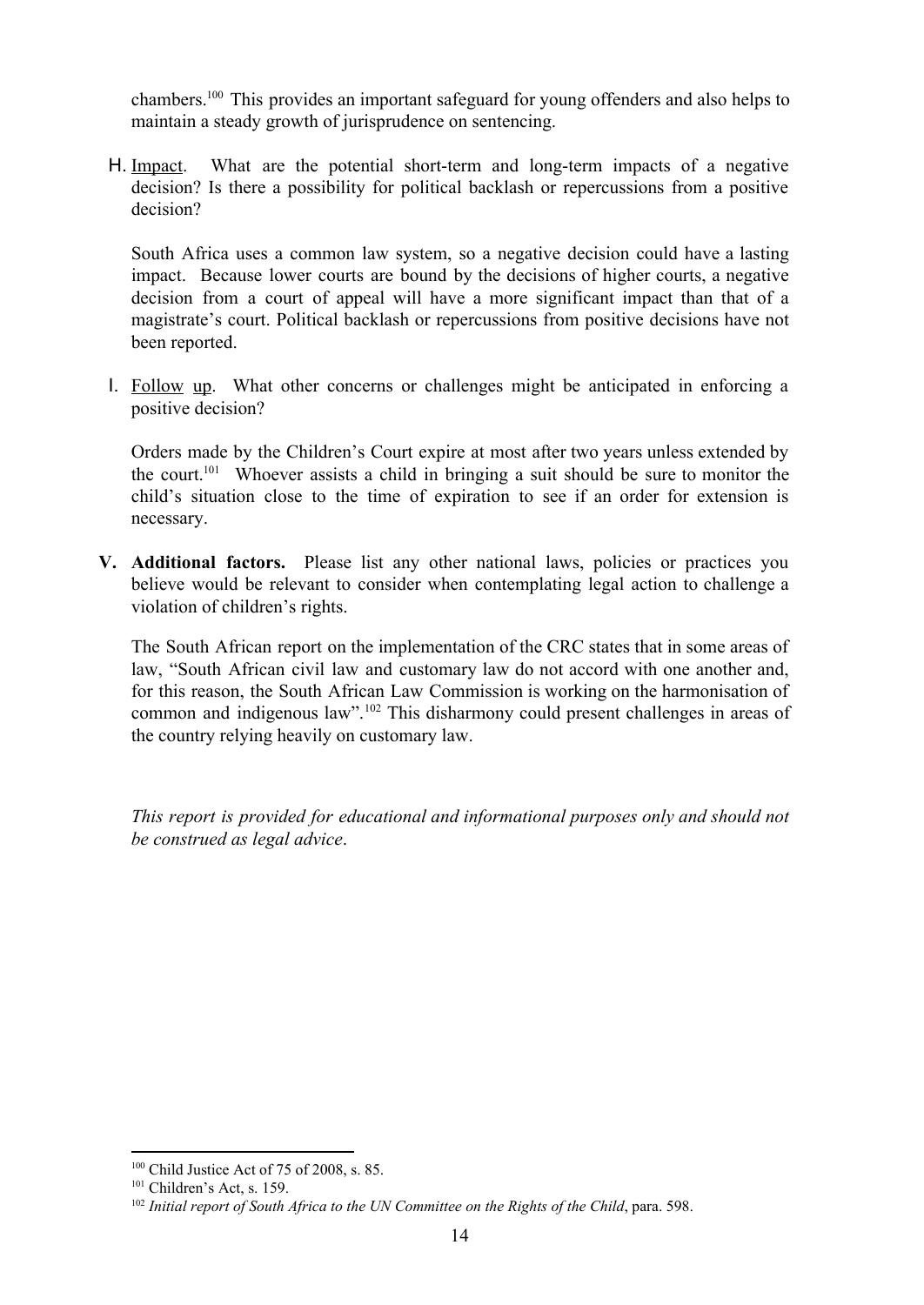chambers.[100] This provides an important safeguard for young offenders and also helps to maintain a steady growth of jurisprudence on sentencing.

H. Impact. What are the potential short-term and long-term impacts of a negative decision? Is there a possibility for political backlash or repercussions from a positive decision?

South Africa uses a common law system, so a negative decision could have a lasting impact. Because lower courts are bound by the decisions of higher courts, a negative decision from a court of appeal will have a more significant impact than that of a magistrate's court. Political backlash or repercussions from positive decisions have not been reported.

I. Follow up. What other concerns or challenges might be anticipated in enforcing a positive decision?

Orders made by the Children's Court expire at most after two years unless extended by the court.[101] Whoever assists a child in bringing a suit should be sure to monitor the child's situation close to the time of expiration to see if an order for extension is necessary.

**V. Additional factors.** Please list any other national laws, policies or practices you believe would be relevant to consider when contemplating legal action to challenge a violation of children's rights.

The South African report on the implementation of the CRC states that in some areas of law, "South African civil law and customary law do not accord with one another and, for this reason, the South African Law Commission is working on the harmonisation of common and indigenous law".[102] This disharmony could present challenges in areas of the country relying heavily on customary law.

*This report is provided for educational and informational purposes only and should not be construed as legal advice.*

[100] Child Justice Act of 75 of 2008, s. 85.

[101] Children's Act, s. 159.

[102] *Initial report of South Africa to the UN Committee on the Rights of the Child*, para. 598.